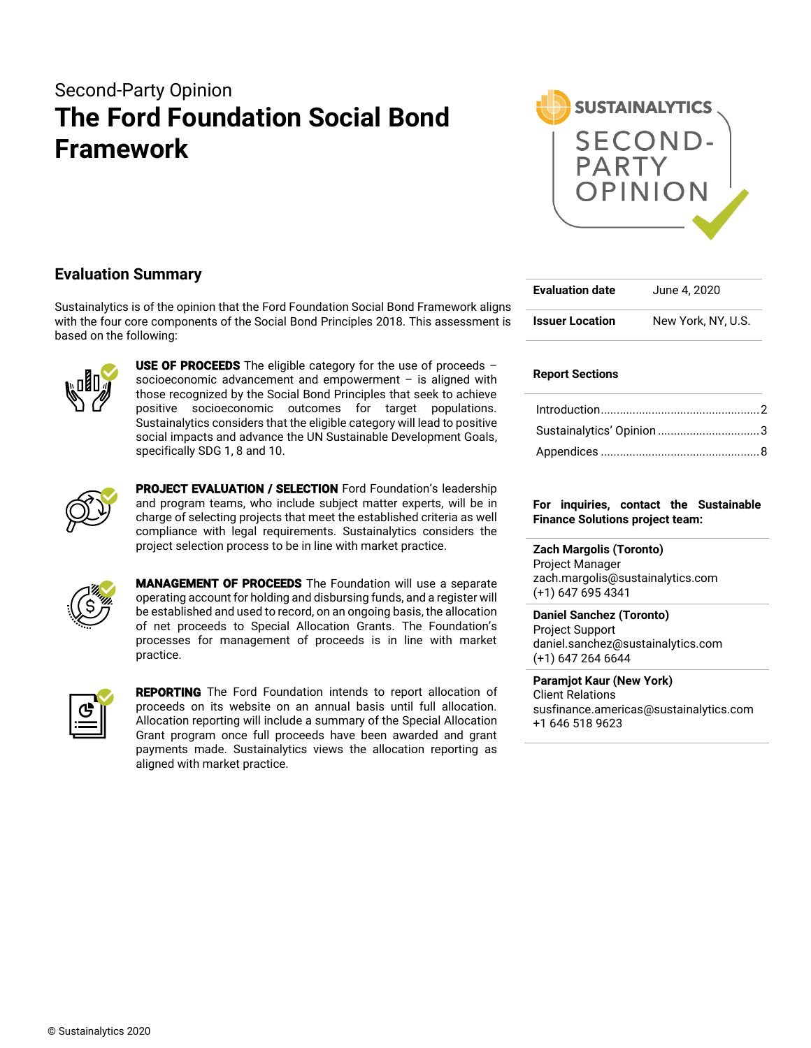Second-Party Opinion

# The Ford Foundation Social Bond Framework

## Evaluation Summary

Sustainalytics is of the opinion that the Ford Foundation Social Bond Framework aligns with the four core components of the Social Bond Principles 2018. This assessment is based on the following:

**USE OF PROCEEDS** The eligible category for the use of proceeds – socioeconomic advancement and empowerment – is aligned with those recognized by the Social Bond Principles that seek to achieve positive socioeconomic outcomes for target populations. Sustainalytics considers that the eligible category will lead to positive social impacts and advance the UN Sustainable Development Goals, specifically SDG 1, 8 and 10.

**PROJECT EVALUATION / SELECTION** Ford Foundation's leadership and program teams, who include subject matter experts, will be in charge of selecting projects that meet the established criteria as well compliance with legal requirements. Sustainalytics considers the project selection process to be in line with market practice.

**MANAGEMENT OF PROCEEDS** The Foundation will use a separate operating account for holding and disbursing funds, and a register will be established and used to record, on an ongoing basis, the allocation of net proceeds to Special Allocation Grants. The Foundation's processes for management of proceeds is in line with market practice.

**REPORTING** The Ford Foundation intends to report allocation of proceeds on its website on an annual basis until full allocation. Allocation reporting will include a summary of the Special Allocation Grant program once full proceeds have been awarded and grant payments made. Sustainalytics views the allocation reporting as aligned with market practice.

| | |
|---|---|
| **Evaluation date** | June 4, 2020 |
| **Issuer Location** | New York, NY, U.S. |

**Report Sections**

- Introduction .......... 2
- Sustainalytics' Opinion .......... 3
- Appendices .......... 8

**For inquiries, contact the Sustainable Finance Solutions project team:**

**Zach Margolis (Toronto)**
Project Manager
zach.margolis@sustainalytics.com
(+1) 647 695 4341

**Daniel Sanchez (Toronto)**
Project Support
daniel.sanchez@sustainalytics.com
(+1) 647 264 6644

**Paramjot Kaur (New York)**
Client Relations
susfinance.americas@sustainalytics.com
+1 646 518 9623

© Sustainalytics 2020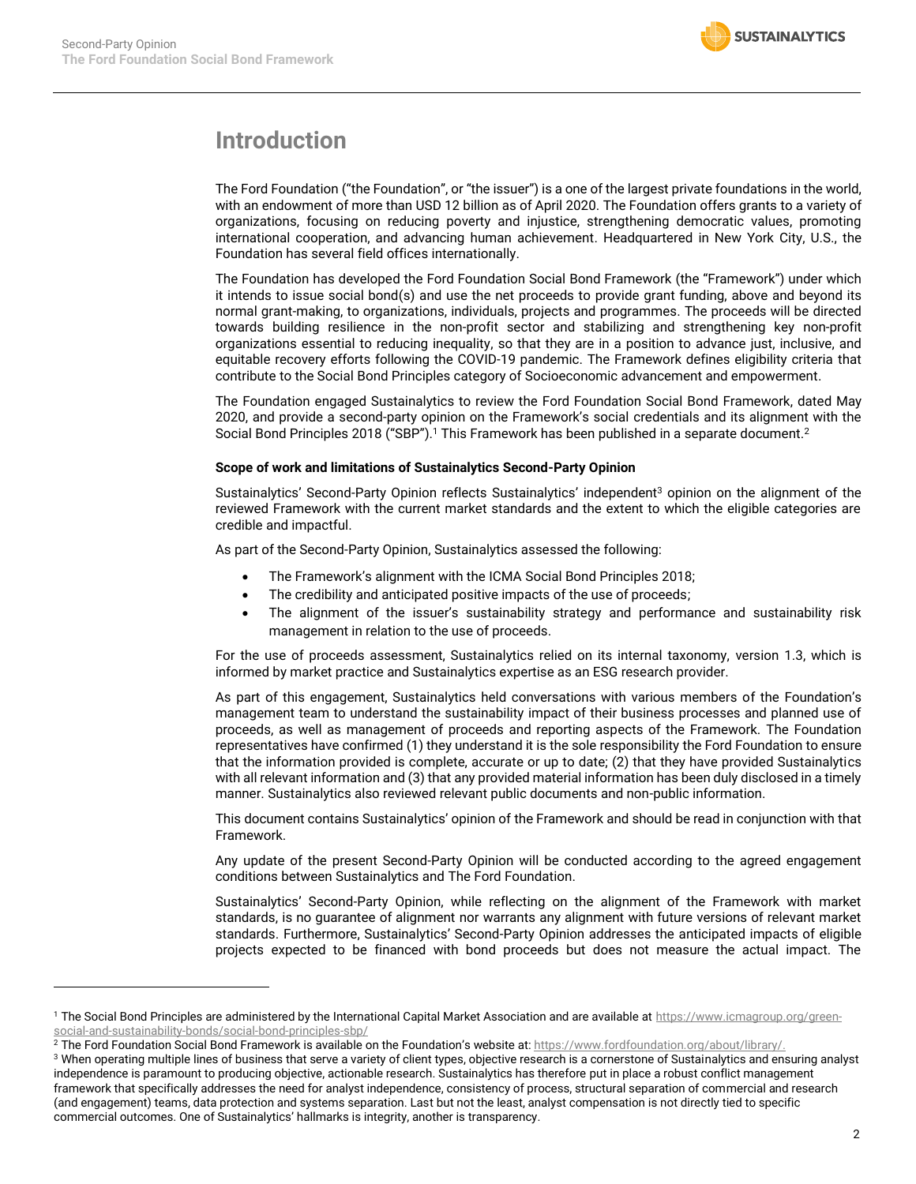# Introduction

The Ford Foundation ("the Foundation", or "the issuer") is a one of the largest private foundations in the world, with an endowment of more than USD 12 billion as of April 2020. The Foundation offers grants to a variety of organizations, focusing on reducing poverty and injustice, strengthening democratic values, promoting international cooperation, and advancing human achievement. Headquartered in New York City, U.S., the Foundation has several field offices internationally.

The Foundation has developed the Ford Foundation Social Bond Framework (the "Framework") under which it intends to issue social bond(s) and use the net proceeds to provide grant funding, above and beyond its normal grant-making, to organizations, individuals, projects and programmes. The proceeds will be directed towards building resilience in the non-profit sector and stabilizing and strengthening key non-profit organizations essential to reducing inequality, so that they are in a position to advance just, inclusive, and equitable recovery efforts following the COVID-19 pandemic. The Framework defines eligibility criteria that contribute to the Social Bond Principles category of Socioeconomic advancement and empowerment.

The Foundation engaged Sustainalytics to review the Ford Foundation Social Bond Framework, dated May 2020, and provide a second-party opinion on the Framework's social credentials and its alignment with the Social Bond Principles 2018 ("SBP").[1] This Framework has been published in a separate document.[2]

**Scope of work and limitations of Sustainalytics Second-Party Opinion**

Sustainalytics' Second-Party Opinion reflects Sustainalytics' independent[3] opinion on the alignment of the reviewed Framework with the current market standards and the extent to which the eligible categories are credible and impactful.

As part of the Second-Party Opinion, Sustainalytics assessed the following:

- The Framework's alignment with the ICMA Social Bond Principles 2018;
- The credibility and anticipated positive impacts of the use of proceeds;
- The alignment of the issuer's sustainability strategy and performance and sustainability risk management in relation to the use of proceeds.

For the use of proceeds assessment, Sustainalytics relied on its internal taxonomy, version 1.3, which is informed by market practice and Sustainalytics expertise as an ESG research provider.

As part of this engagement, Sustainalytics held conversations with various members of the Foundation's management team to understand the sustainability impact of their business processes and planned use of proceeds, as well as management of proceeds and reporting aspects of the Framework. The Foundation representatives have confirmed (1) they understand it is the sole responsibility the Ford Foundation to ensure that the information provided is complete, accurate or up to date; (2) that they have provided Sustainalytics with all relevant information and (3) that any provided material information has been duly disclosed in a timely manner. Sustainalytics also reviewed relevant public documents and non-public information.

This document contains Sustainalytics' opinion of the Framework and should be read in conjunction with that Framework.

Any update of the present Second-Party Opinion will be conducted according to the agreed engagement conditions between Sustainalytics and The Ford Foundation.

Sustainalytics' Second-Party Opinion, while reflecting on the alignment of the Framework with market standards, is no guarantee of alignment nor warrants any alignment with future versions of relevant market standards. Furthermore, Sustainalytics' Second-Party Opinion addresses the anticipated impacts of eligible projects expected to be financed with bond proceeds but does not measure the actual impact. The

---

[1] The Social Bond Principles are administered by the International Capital Market Association and are available at https://www.icmagroup.org/green-social-and-sustainability-bonds/social-bond-principles-sbp/

[2] The Ford Foundation Social Bond Framework is available on the Foundation's website at: https://www.fordfoundation.org/about/library/.

[3] When operating multiple lines of business that serve a variety of client types, objective research is a cornerstone of Sustainalytics and ensuring analyst independence is paramount to producing objective, actionable research. Sustainalytics has therefore put in place a robust conflict management framework that specifically addresses the need for analyst independence, consistency of process, structural separation of commercial and research (and engagement) teams, data protection and systems separation. Last but not the least, analyst compensation is not directly tied to specific commercial outcomes. One of Sustainalytics' hallmarks is integrity, another is transparency.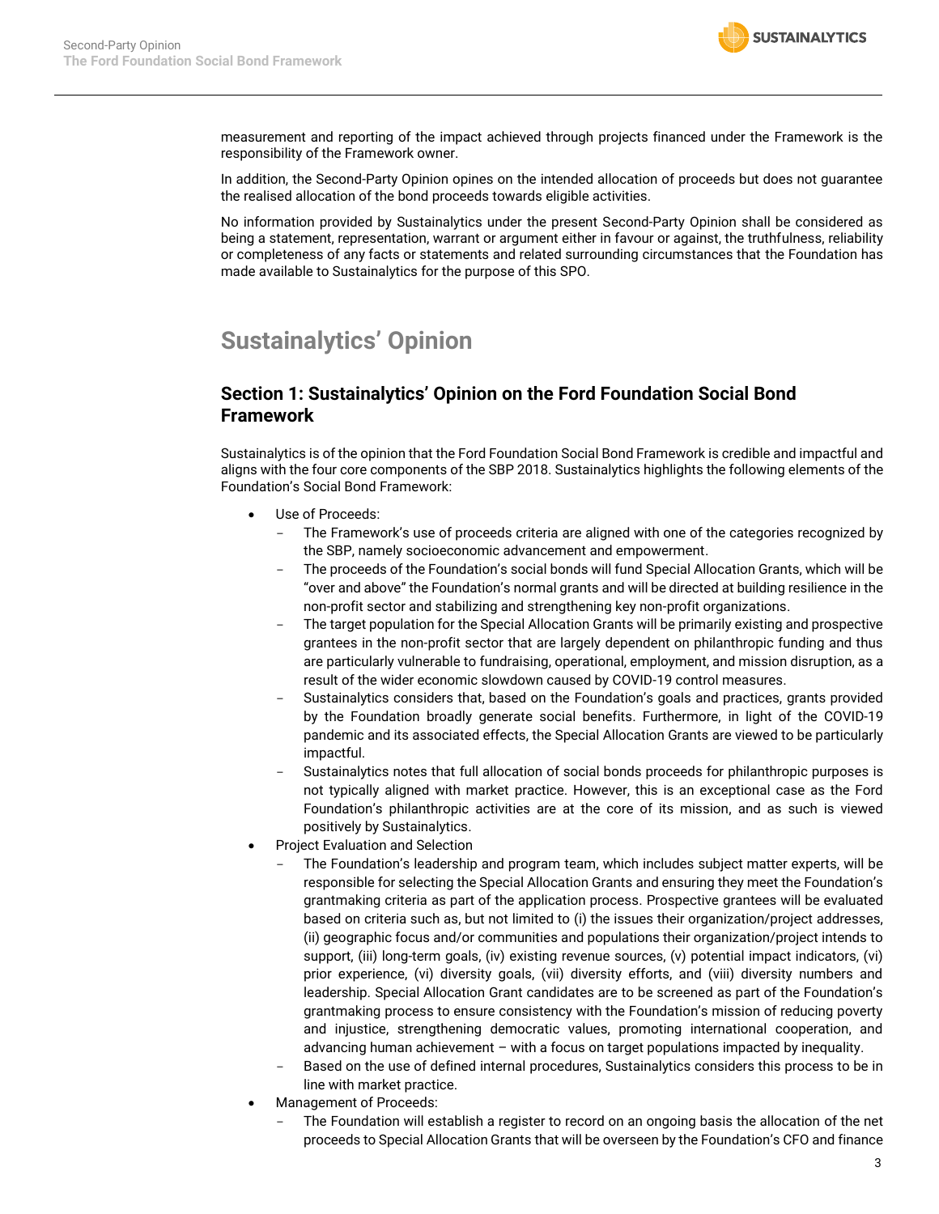measurement and reporting of the impact achieved through projects financed under the Framework is the responsibility of the Framework owner.

In addition, the Second-Party Opinion opines on the intended allocation of proceeds but does not guarantee the realised allocation of the bond proceeds towards eligible activities.

No information provided by Sustainalytics under the present Second-Party Opinion shall be considered as being a statement, representation, warrant or argument either in favour or against, the truthfulness, reliability or completeness of any facts or statements and related surrounding circumstances that the Foundation has made available to Sustainalytics for the purpose of this SPO.

# Sustainalytics' Opinion

## Section 1: Sustainalytics' Opinion on the Ford Foundation Social Bond Framework

Sustainalytics is of the opinion that the Ford Foundation Social Bond Framework is credible and impactful and aligns with the four core components of the SBP 2018. Sustainalytics highlights the following elements of the Foundation's Social Bond Framework:

- Use of Proceeds:
  - The Framework's use of proceeds criteria are aligned with one of the categories recognized by the SBP, namely socioeconomic advancement and empowerment.
  - The proceeds of the Foundation's social bonds will fund Special Allocation Grants, which will be "over and above" the Foundation's normal grants and will be directed at building resilience in the non-profit sector and stabilizing and strengthening key non-profit organizations.
  - The target population for the Special Allocation Grants will be primarily existing and prospective grantees in the non-profit sector that are largely dependent on philanthropic funding and thus are particularly vulnerable to fundraising, operational, employment, and mission disruption, as a result of the wider economic slowdown caused by COVID-19 control measures.
  - Sustainalytics considers that, based on the Foundation's goals and practices, grants provided by the Foundation broadly generate social benefits. Furthermore, in light of the COVID-19 pandemic and its associated effects, the Special Allocation Grants are viewed to be particularly impactful.
  - Sustainalytics notes that full allocation of social bonds proceeds for philanthropic purposes is not typically aligned with market practice. However, this is an exceptional case as the Ford Foundation's philanthropic activities are at the core of its mission, and as such is viewed positively by Sustainalytics.
- Project Evaluation and Selection
  - The Foundation's leadership and program team, which includes subject matter experts, will be responsible for selecting the Special Allocation Grants and ensuring they meet the Foundation's grantmaking criteria as part of the application process. Prospective grantees will be evaluated based on criteria such as, but not limited to (i) the issues their organization/project addresses, (ii) geographic focus and/or communities and populations their organization/project intends to support, (iii) long-term goals, (iv) existing revenue sources, (v) potential impact indicators, (vi) prior experience, (vi) diversity goals, (vii) diversity efforts, and (viii) diversity numbers and leadership. Special Allocation Grant candidates are to be screened as part of the Foundation's grantmaking process to ensure consistency with the Foundation's mission of reducing poverty and injustice, strengthening democratic values, promoting international cooperation, and advancing human achievement – with a focus on target populations impacted by inequality.
  - Based on the use of defined internal procedures, Sustainalytics considers this process to be in line with market practice.
- Management of Proceeds:
  - The Foundation will establish a register to record on an ongoing basis the allocation of the net proceeds to Special Allocation Grants that will be overseen by the Foundation's CFO and finance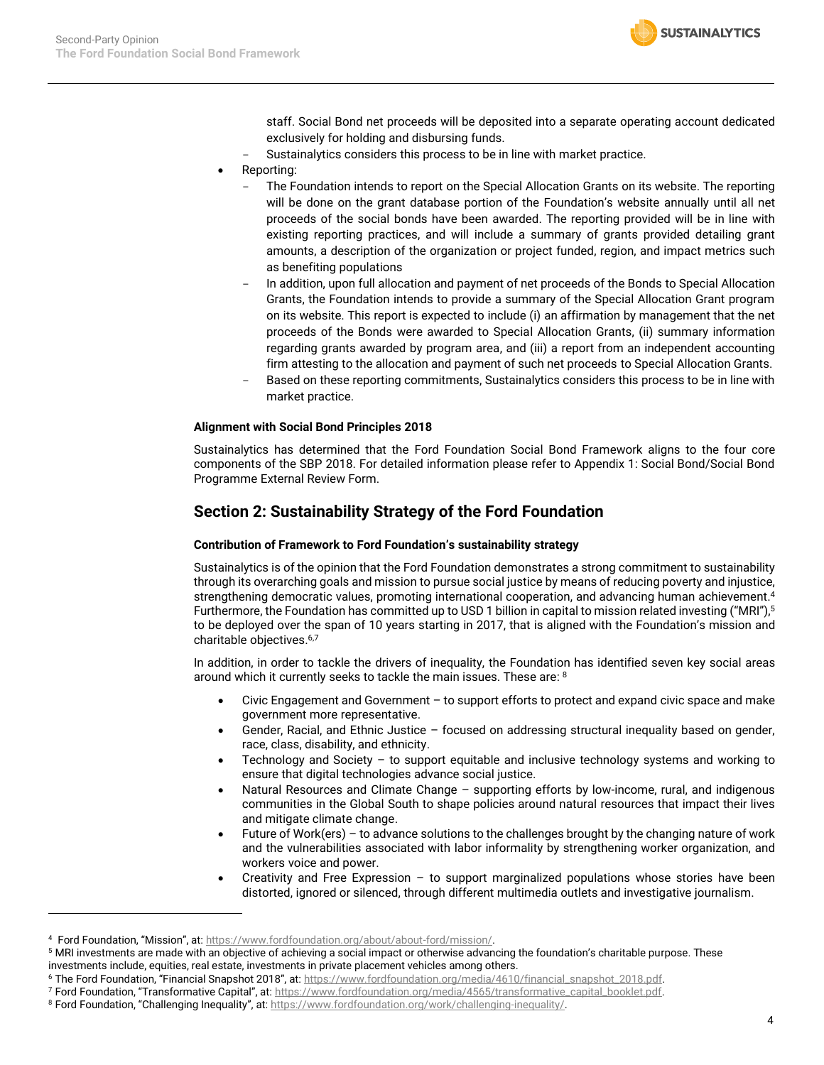staff. Social Bond net proceeds will be deposited into a separate operating account dedicated exclusively for holding and disbursing funds.

   - Sustainalytics considers this process to be in line with market practice.

- Reporting:
   - The Foundation intends to report on the Special Allocation Grants on its website. The reporting will be done on the grant database portion of the Foundation's website annually until all net proceeds of the social bonds have been awarded. The reporting provided will be in line with existing reporting practices, and will include a summary of grants provided detailing grant amounts, a description of the organization or project funded, region, and impact metrics such as benefiting populations
   - In addition, upon full allocation and payment of net proceeds of the Bonds to Special Allocation Grants, the Foundation intends to provide a summary of the Special Allocation Grant program on its website. This report is expected to include (i) an affirmation by management that the net proceeds of the Bonds were awarded to Special Allocation Grants, (ii) summary information regarding grants awarded by program area, and (iii) a report from an independent accounting firm attesting to the allocation and payment of such net proceeds to Special Allocation Grants.
   - Based on these reporting commitments, Sustainalytics considers this process to be in line with market practice.

**Alignment with Social Bond Principles 2018**

Sustainalytics has determined that the Ford Foundation Social Bond Framework aligns to the four core components of the SBP 2018. For detailed information please refer to Appendix 1: Social Bond/Social Bond Programme External Review Form.

## Section 2: Sustainability Strategy of the Ford Foundation

**Contribution of Framework to Ford Foundation's sustainability strategy**

Sustainalytics is of the opinion that the Ford Foundation demonstrates a strong commitment to sustainability through its overarching goals and mission to pursue social justice by means of reducing poverty and injustice, strengthening democratic values, promoting international cooperation, and advancing human achievement.[4] Furthermore, the Foundation has committed up to USD 1 billion in capital to mission related investing ("MRI"),[5] to be deployed over the span of 10 years starting in 2017, that is aligned with the Foundation's mission and charitable objectives.[6,7]

In addition, in order to tackle the drivers of inequality, the Foundation has identified seven key social areas around which it currently seeks to tackle the main issues. These are: [8]

- Civic Engagement and Government – to support efforts to protect and expand civic space and make government more representative.
- Gender, Racial, and Ethnic Justice – focused on addressing structural inequality based on gender, race, class, disability, and ethnicity.
- Technology and Society – to support equitable and inclusive technology systems and working to ensure that digital technologies advance social justice.
- Natural Resources and Climate Change – supporting efforts by low-income, rural, and indigenous communities in the Global South to shape policies around natural resources that impact their lives and mitigate climate change.
- Future of Work(ers) – to advance solutions to the challenges brought by the changing nature of work and the vulnerabilities associated with labor informality by strengthening worker organization, and workers voice and power.
- Creativity and Free Expression – to support marginalized populations whose stories have been distorted, ignored or silenced, through different multimedia outlets and investigative journalism.

---

[4] Ford Foundation, "Mission", at: https://www.fordfoundation.org/about/about-ford/mission/.

[5] MRI investments are made with an objective of achieving a social impact or otherwise advancing the foundation's charitable purpose. These investments include, equities, real estate, investments in private placement vehicles among others.

[6] The Ford Foundation, "Financial Snapshot 2018", at: https://www.fordfoundation.org/media/4610/financial_snapshot_2018.pdf.

[7] Ford Foundation, "Transformative Capital", at: https://www.fordfoundation.org/media/4565/transformative_capital_booklet.pdf.

[8] Ford Foundation, "Challenging Inequality", at: https://www.fordfoundation.org/work/challenging-inequality/.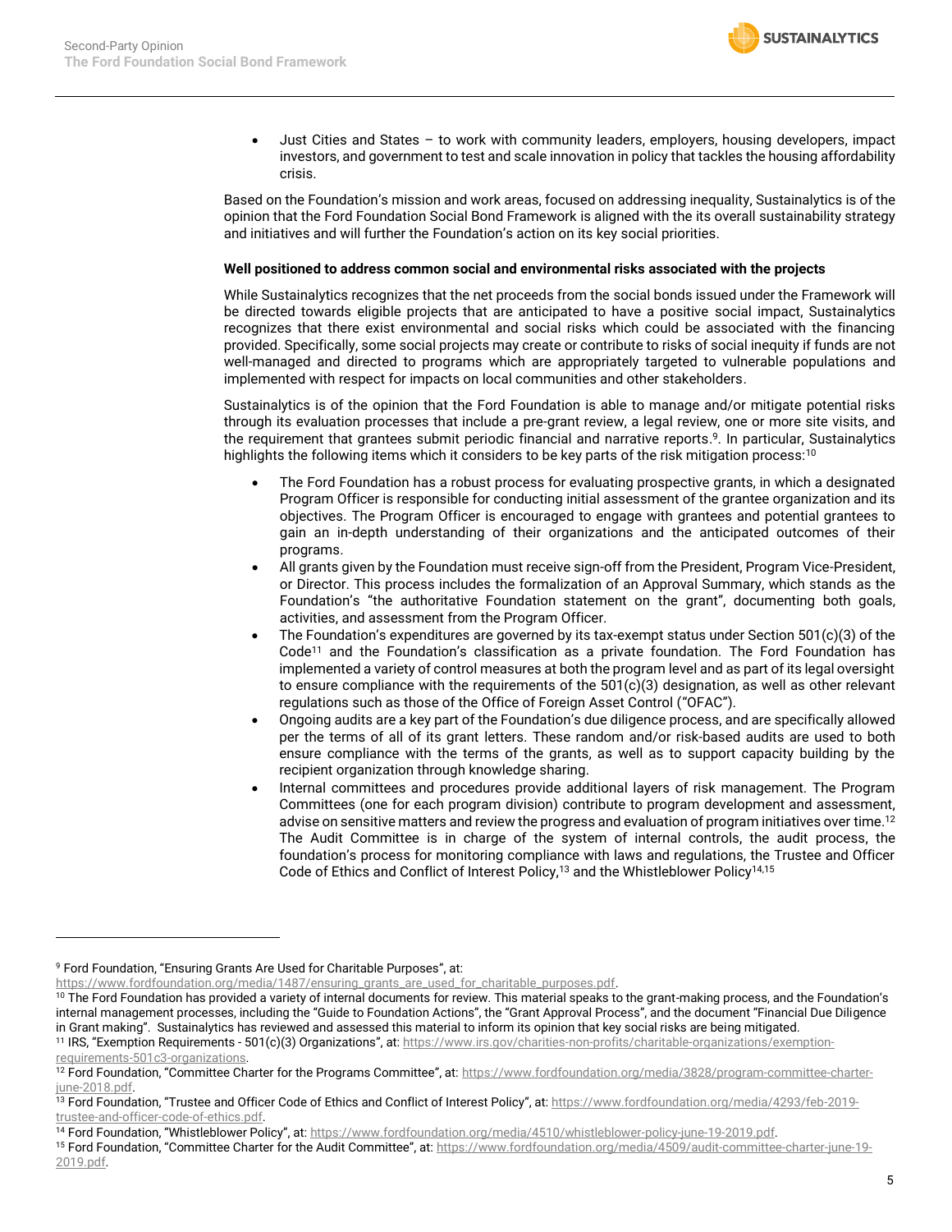- Just Cities and States – to work with community leaders, employers, housing developers, impact investors, and government to test and scale innovation in policy that tackles the housing affordability crisis.

Based on the Foundation's mission and work areas, focused on addressing inequality, Sustainalytics is of the opinion that the Ford Foundation Social Bond Framework is aligned with the its overall sustainability strategy and initiatives and will further the Foundation's action on its key social priorities.

**Well positioned to address common social and environmental risks associated with the projects**

While Sustainalytics recognizes that the net proceeds from the social bonds issued under the Framework will be directed towards eligible projects that are anticipated to have a positive social impact, Sustainalytics recognizes that there exist environmental and social risks which could be associated with the financing provided. Specifically, some social projects may create or contribute to risks of social inequity if funds are not well-managed and directed to programs which are appropriately targeted to vulnerable populations and implemented with respect for impacts on local communities and other stakeholders.

Sustainalytics is of the opinion that the Ford Foundation is able to manage and/or mitigate potential risks through its evaluation processes that include a pre-grant review, a legal review, one or more site visits, and the requirement that grantees submit periodic financial and narrative reports.[9]. In particular, Sustainalytics highlights the following items which it considers to be key parts of the risk mitigation process:[10]

- The Ford Foundation has a robust process for evaluating prospective grants, in which a designated Program Officer is responsible for conducting initial assessment of the grantee organization and its objectives. The Program Officer is encouraged to engage with grantees and potential grantees to gain an in-depth understanding of their organizations and the anticipated outcomes of their programs.
- All grants given by the Foundation must receive sign-off from the President, Program Vice-President, or Director. This process includes the formalization of an Approval Summary, which stands as the Foundation's "the authoritative Foundation statement on the grant", documenting both goals, activities, and assessment from the Program Officer.
- The Foundation's expenditures are governed by its tax-exempt status under Section 501(c)(3) of the Code[11] and the Foundation's classification as a private foundation. The Ford Foundation has implemented a variety of control measures at both the program level and as part of its legal oversight to ensure compliance with the requirements of the 501(c)(3) designation, as well as other relevant regulations such as those of the Office of Foreign Asset Control ("OFAC").
- Ongoing audits are a key part of the Foundation's due diligence process, and are specifically allowed per the terms of all of its grant letters. These random and/or risk-based audits are used to both ensure compliance with the terms of the grants, as well as to support capacity building by the recipient organization through knowledge sharing.
- Internal committees and procedures provide additional layers of risk management. The Program Committees (one for each program division) contribute to program development and assessment, advise on sensitive matters and review the progress and evaluation of program initiatives over time.[12] The Audit Committee is in charge of the system of internal controls, the audit process, the foundation's process for monitoring compliance with laws and regulations, the Trustee and Officer Code of Ethics and Conflict of Interest Policy,[13] and the Whistleblower Policy[14,15]

---

[9] Ford Foundation, "Ensuring Grants Are Used for Charitable Purposes", at: https://www.fordfoundation.org/media/1487/ensuring_grants_are_used_for_charitable_purposes.pdf.

[10] The Ford Foundation has provided a variety of internal documents for review. This material speaks to the grant-making process, and the Foundation's internal management processes, including the "Guide to Foundation Actions", the "Grant Approval Process", and the document "Financial Due Diligence in Grant making". Sustainalytics has reviewed and assessed this material to inform its opinion that key social risks are being mitigated.

[11] IRS, "Exemption Requirements - 501(c)(3) Organizations", at: https://www.irs.gov/charities-non-profits/charitable-organizations/exemption-requirements-501c3-organizations.

[12] Ford Foundation, "Committee Charter for the Programs Committee", at: https://www.fordfoundation.org/media/3828/program-committee-charter-june-2018.pdf.

[13] Ford Foundation, "Trustee and Officer Code of Ethics and Conflict of Interest Policy", at: https://www.fordfoundation.org/media/4293/feb-2019-trustee-and-officer-code-of-ethics.pdf.

[14] Ford Foundation, "Whistleblower Policy", at: https://www.fordfoundation.org/media/4510/whistleblower-policy-june-19-2019.pdf.

[15] Ford Foundation, "Committee Charter for the Audit Committee", at: https://www.fordfoundation.org/media/4509/audit-committee-charter-june-19-2019.pdf.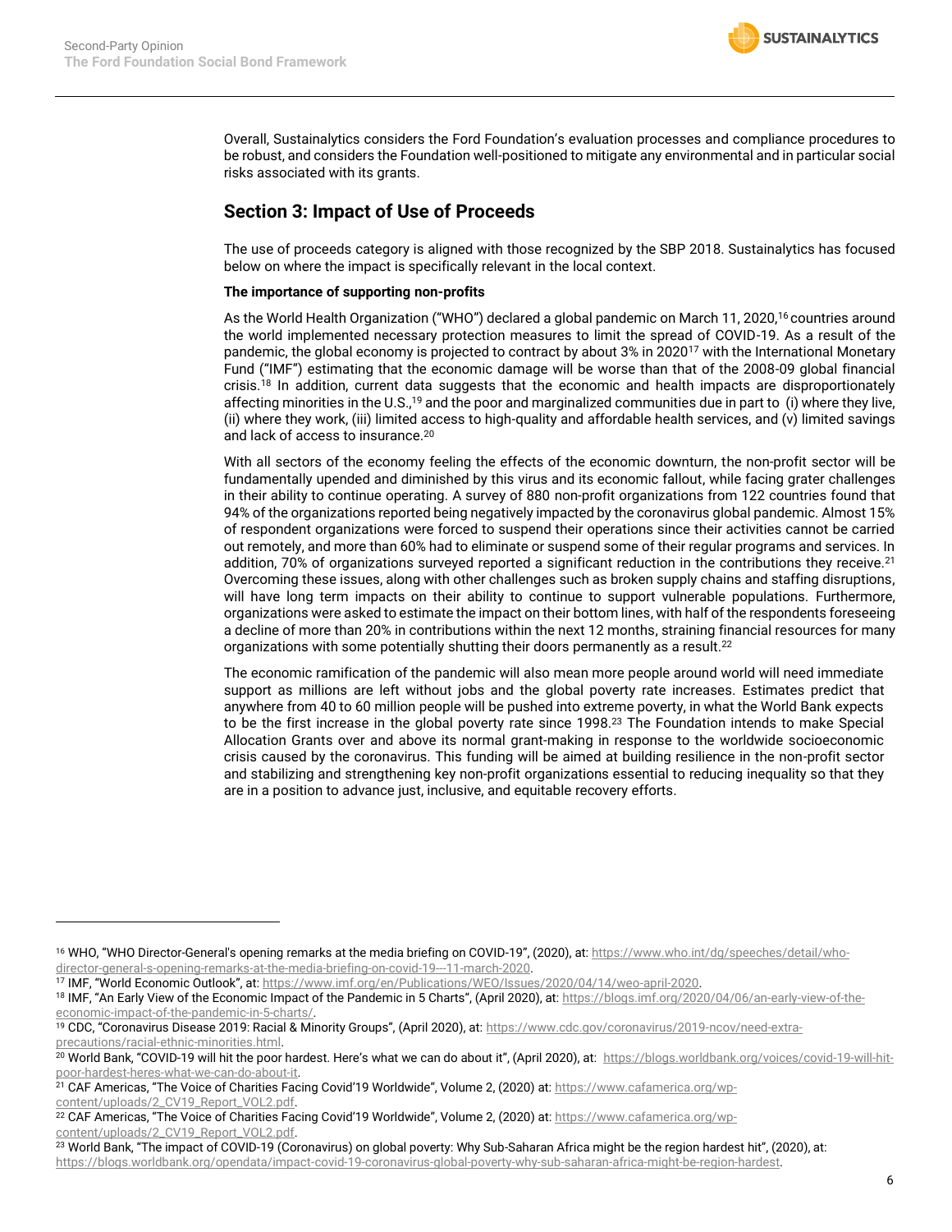Overall, Sustainalytics considers the Ford Foundation's evaluation processes and compliance procedures to be robust, and considers the Foundation well-positioned to mitigate any environmental and in particular social risks associated with its grants.

## Section 3: Impact of Use of Proceeds

The use of proceeds category is aligned with those recognized by the SBP 2018. Sustainalytics has focused below on where the impact is specifically relevant in the local context.

**The importance of supporting non-profits**

As the World Health Organization ("WHO") declared a global pandemic on March 11, 2020,[16] countries around the world implemented necessary protection measures to limit the spread of COVID-19. As a result of the pandemic, the global economy is projected to contract by about 3% in 2020[17] with the International Monetary Fund ("IMF") estimating that the economic damage will be worse than that of the 2008-09 global financial crisis.[18] In addition, current data suggests that the economic and health impacts are disproportionately affecting minorities in the U.S.,[19] and the poor and marginalized communities due in part to (i) where they live, (ii) where they work, (iii) limited access to high-quality and affordable health services, and (v) limited savings and lack of access to insurance.[20]

With all sectors of the economy feeling the effects of the economic downturn, the non-profit sector will be fundamentally upended and diminished by this virus and its economic fallout, while facing grater challenges in their ability to continue operating. A survey of 880 non-profit organizations from 122 countries found that 94% of the organizations reported being negatively impacted by the coronavirus global pandemic. Almost 15% of respondent organizations were forced to suspend their operations since their activities cannot be carried out remotely, and more than 60% had to eliminate or suspend some of their regular programs and services. In addition, 70% of organizations surveyed reported a significant reduction in the contributions they receive.[21] Overcoming these issues, along with other challenges such as broken supply chains and staffing disruptions, will have long term impacts on their ability to continue to support vulnerable populations. Furthermore, organizations were asked to estimate the impact on their bottom lines, with half of the respondents foreseeing a decline of more than 20% in contributions within the next 12 months, straining financial resources for many organizations with some potentially shutting their doors permanently as a result.[22]

The economic ramification of the pandemic will also mean more people around world will need immediate support as millions are left without jobs and the global poverty rate increases. Estimates predict that anywhere from 40 to 60 million people will be pushed into extreme poverty, in what the World Bank expects to be the first increase in the global poverty rate since 1998.[23] The Foundation intends to make Special Allocation Grants over and above its normal grant-making in response to the worldwide socioeconomic crisis caused by the coronavirus. This funding will be aimed at building resilience in the non-profit sector and stabilizing and strengthening key non-profit organizations essential to reducing inequality so that they are in a position to advance just, inclusive, and equitable recovery efforts.

---

[16] WHO, "WHO Director-General's opening remarks at the media briefing on COVID-19", (2020), at: https://www.who.int/dg/speeches/detail/who-director-general-s-opening-remarks-at-the-media-briefing-on-covid-19---11-march-2020.

[17] IMF, "World Economic Outlook", at: https://www.imf.org/en/Publications/WEO/Issues/2020/04/14/weo-april-2020.

[18] IMF, "An Early View of the Economic Impact of the Pandemic in 5 Charts", (April 2020), at: https://blogs.imf.org/2020/04/06/an-early-view-of-the-economic-impact-of-the-pandemic-in-5-charts/.

[19] CDC, "Coronavirus Disease 2019: Racial & Minority Groups", (April 2020), at: https://www.cdc.gov/coronavirus/2019-ncov/need-extra-precautions/racial-ethnic-minorities.html.

[20] World Bank, "COVID-19 will hit the poor hardest. Here's what we can do about it", (April 2020), at: https://blogs.worldbank.org/voices/covid-19-will-hit-poor-hardest-heres-what-we-can-do-about-it.

[21] CAF Americas, "The Voice of Charities Facing Covid'19 Worldwide", Volume 2, (2020) at: https://www.cafamerica.org/wp-content/uploads/2_CV19_Report_VOL2.pdf.

[22] CAF Americas, "The Voice of Charities Facing Covid'19 Worldwide", Volume 2, (2020) at: https://www.cafamerica.org/wp-content/uploads/2_CV19_Report_VOL2.pdf.

[23] World Bank, "The impact of COVID-19 (Coronavirus) on global poverty: Why Sub-Saharan Africa might be the region hardest hit", (2020), at: https://blogs.worldbank.org/opendata/impact-covid-19-coronavirus-global-poverty-why-sub-saharan-africa-might-be-region-hardest.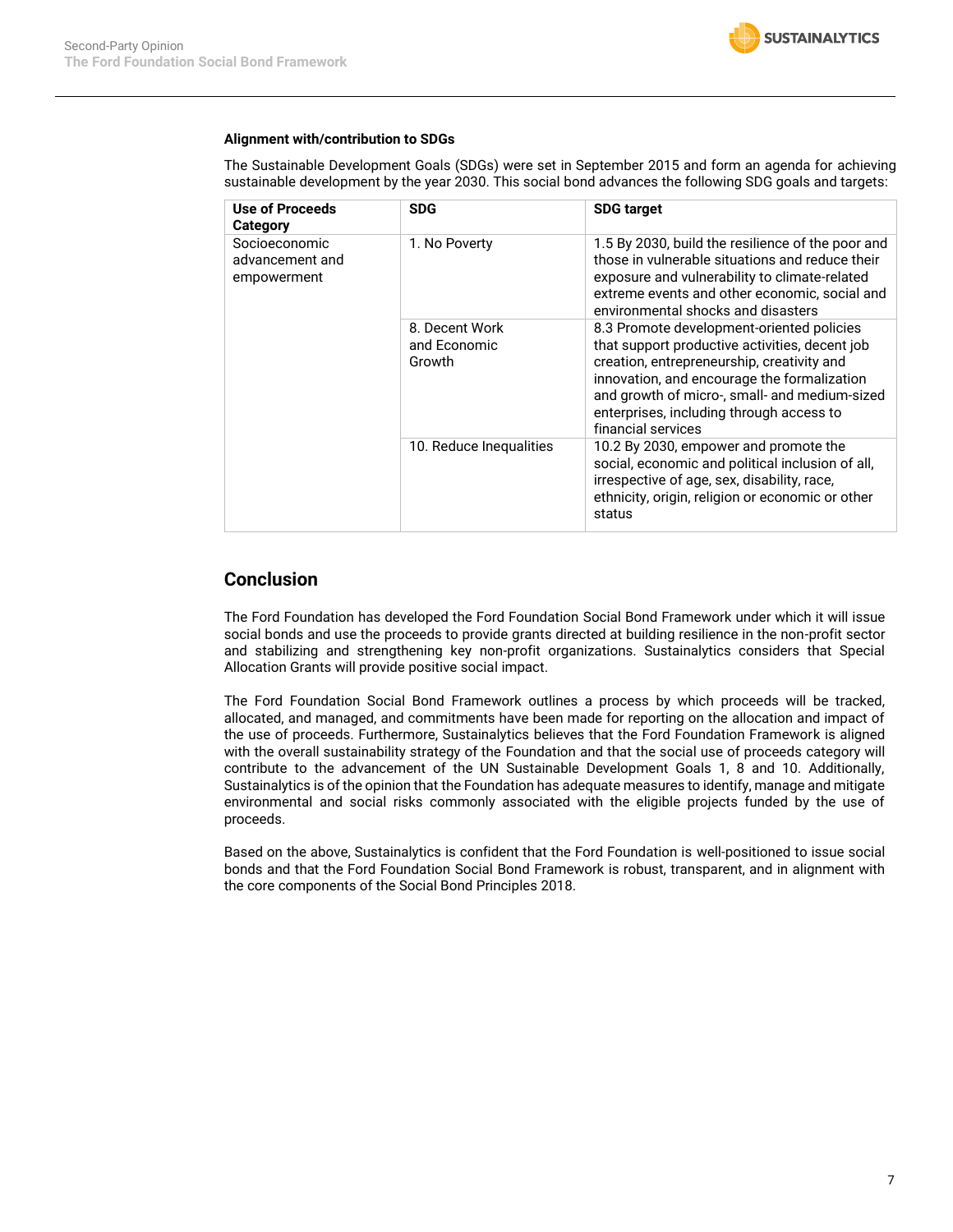**Alignment with/contribution to SDGs**

The Sustainable Development Goals (SDGs) were set in September 2015 and form an agenda for achieving sustainable development by the year 2030. This social bond advances the following SDG goals and targets:

| Use of Proceeds Category | SDG | SDG target |
|---|---|---|
| Socioeconomic advancement and empowerment | 1. No Poverty | 1.5 By 2030, build the resilience of the poor and those in vulnerable situations and reduce their exposure and vulnerability to climate-related extreme events and other economic, social and environmental shocks and disasters |
| | 8. Decent Work and Economic Growth | 8.3 Promote development-oriented policies that support productive activities, decent job creation, entrepreneurship, creativity and innovation, and encourage the formalization and growth of micro-, small- and medium-sized enterprises, including through access to financial services |
| | 10. Reduce Inequalities | 10.2 By 2030, empower and promote the social, economic and political inclusion of all, irrespective of age, sex, disability, race, ethnicity, origin, religion or economic or other status |

## Conclusion

The Ford Foundation has developed the Ford Foundation Social Bond Framework under which it will issue social bonds and use the proceeds to provide grants directed at building resilience in the non-profit sector and stabilizing and strengthening key non-profit organizations. Sustainalytics considers that Special Allocation Grants will provide positive social impact.

The Ford Foundation Social Bond Framework outlines a process by which proceeds will be tracked, allocated, and managed, and commitments have been made for reporting on the allocation and impact of the use of proceeds. Furthermore, Sustainalytics believes that the Ford Foundation Framework is aligned with the overall sustainability strategy of the Foundation and that the social use of proceeds category will contribute to the advancement of the UN Sustainable Development Goals 1, 8 and 10. Additionally, Sustainalytics is of the opinion that the Foundation has adequate measures to identify, manage and mitigate environmental and social risks commonly associated with the eligible projects funded by the use of proceeds.

Based on the above, Sustainalytics is confident that the Ford Foundation is well-positioned to issue social bonds and that the Ford Foundation Social Bond Framework is robust, transparent, and in alignment with the core components of the Social Bond Principles 2018.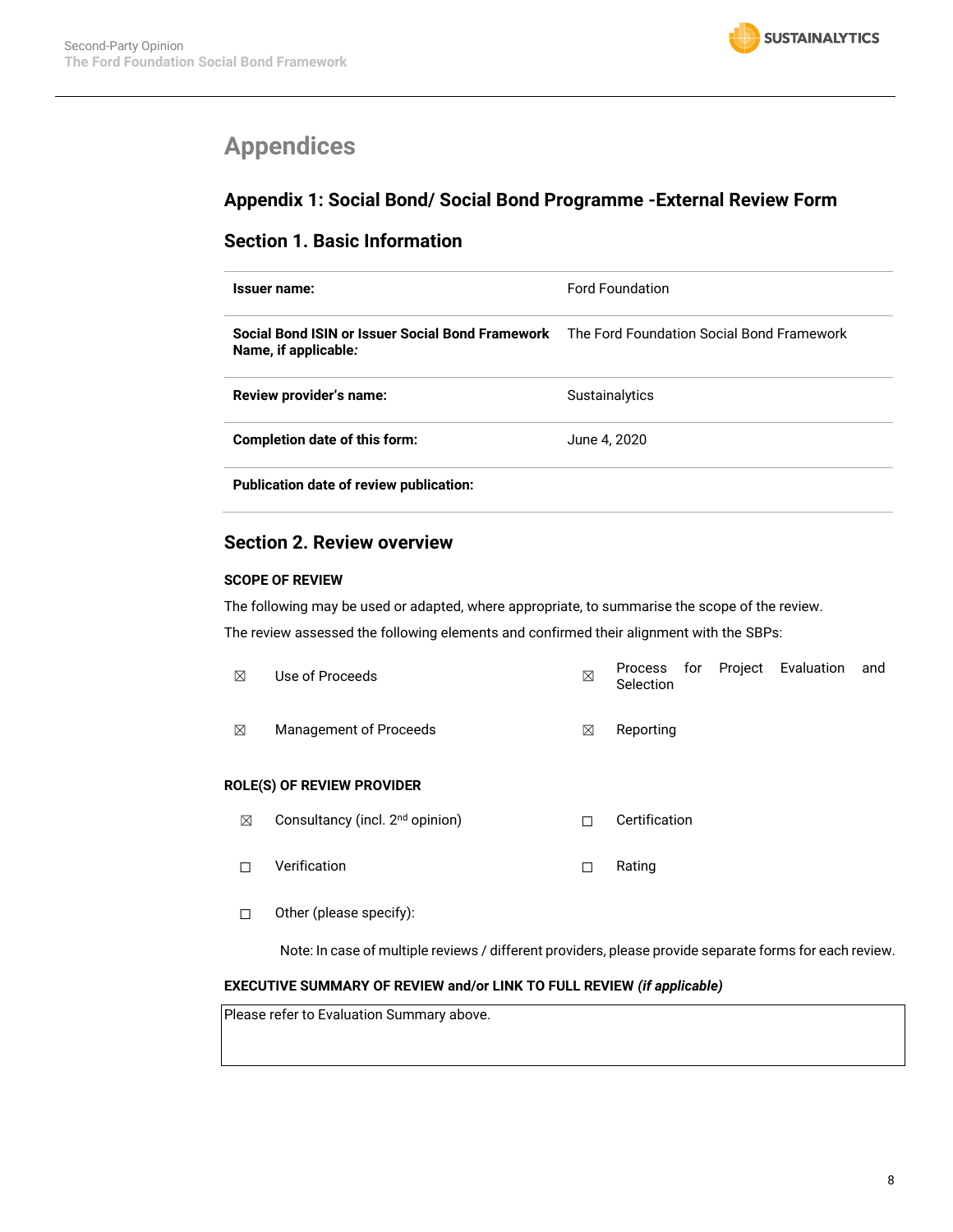# Appendices

## Appendix 1: Social Bond/ Social Bond Programme -External Review Form

### Section 1. Basic Information

| | |
|---|---|
| **Issuer name:** | Ford Foundation |
| **Social Bond ISIN or Issuer Social Bond Framework Name, if applicable:** | The Ford Foundation Social Bond Framework |
| **Review provider's name:** | Sustainalytics |
| **Completion date of this form:** | June 4, 2020 |
| **Publication date of review publication:** | |

### Section 2. Review overview

**SCOPE OF REVIEW**

The following may be used or adapted, where appropriate, to summarise the scope of the review.

The review assessed the following elements and confirmed their alignment with the SBPs:

| | | | |
|---|---|---|---|
| ☒ | Use of Proceeds | ☒ | Process for Project Evaluation and Selection |
| ☒ | Management of Proceeds | ☒ | Reporting |

**ROLE(S) OF REVIEW PROVIDER**

| | | | |
|---|---|---|---|
| ☒ | Consultancy (incl. 2nd opinion) | ☐ | Certification |
| ☐ | Verification | ☐ | Rating |
| ☐ | Other (please specify): | | |

Note: In case of multiple reviews / different providers, please provide separate forms for each review.

**EXECUTIVE SUMMARY OF REVIEW and/or LINK TO FULL REVIEW *(if applicable)***

Please refer to Evaluation Summary above.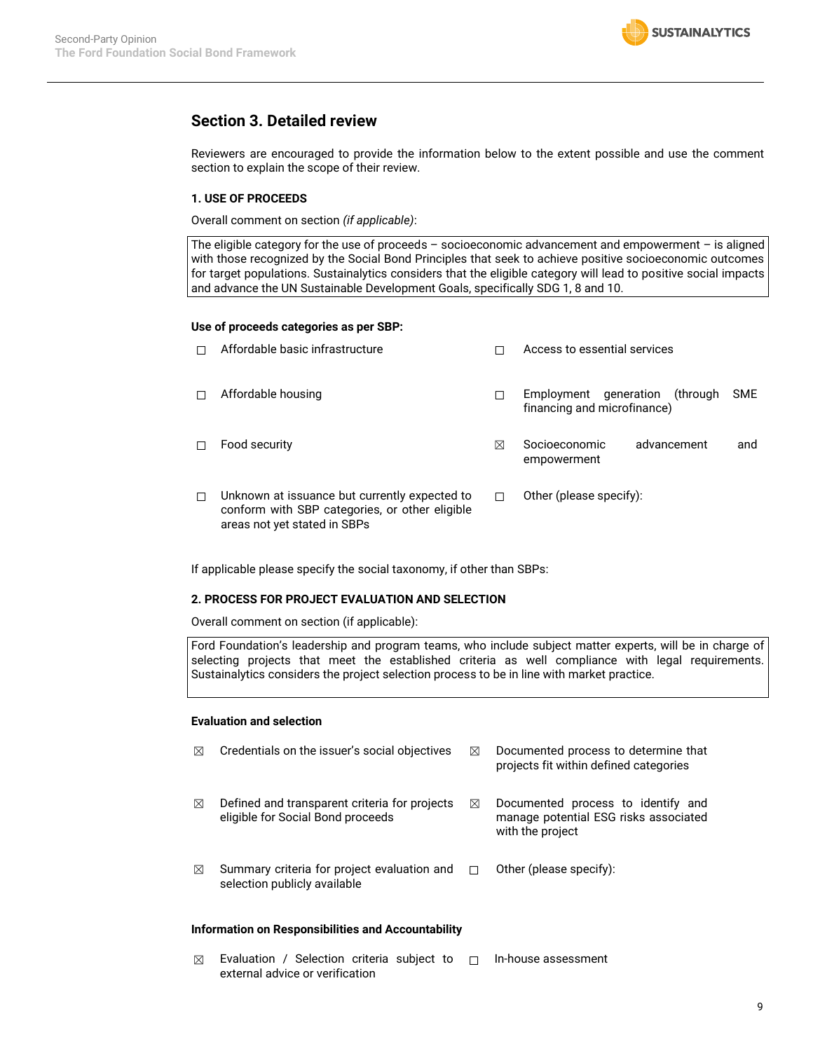## Section 3. Detailed review

Reviewers are encouraged to provide the information below to the extent possible and use the comment section to explain the scope of their review.

### 1. USE OF PROCEEDS

Overall comment on section *(if applicable)*:

The eligible category for the use of proceeds – socioeconomic advancement and empowerment – is aligned with those recognized by the Social Bond Principles that seek to achieve positive socioeconomic outcomes for target populations. Sustainalytics considers that the eligible category will lead to positive social impacts and advance the UN Sustainable Development Goals, specifically SDG 1, 8 and 10.

**Use of proceeds categories as per SBP:**

- ☐ Affordable basic infrastructure
- ☐ Access to essential services
- ☐ Affordable housing
- ☐ Employment generation (through SME financing and microfinance)
- ☐ Food security
- ☒ Socioeconomic advancement and empowerment
- ☐ Unknown at issuance but currently expected to conform with SBP categories, or other eligible areas not yet stated in SBPs
- ☐ Other (please specify):

If applicable please specify the social taxonomy, if other than SBPs:

### 2. PROCESS FOR PROJECT EVALUATION AND SELECTION

Overall comment on section (if applicable):

Ford Foundation's leadership and program teams, who include subject matter experts, will be in charge of selecting projects that meet the established criteria as well compliance with legal requirements. Sustainalytics considers the project selection process to be in line with market practice.

**Evaluation and selection**

- ☒ Credentials on the issuer's social objectives
- ☒ Documented process to determine that projects fit within defined categories
- ☒ Defined and transparent criteria for projects eligible for Social Bond proceeds
- ☒ Documented process to identify and manage potential ESG risks associated with the project
- ☒ Summary criteria for project evaluation and selection publicly available
- ☐ Other (please specify):

**Information on Responsibilities and Accountability**

- ☒ Evaluation / Selection criteria subject to external advice or verification
- ☐ In-house assessment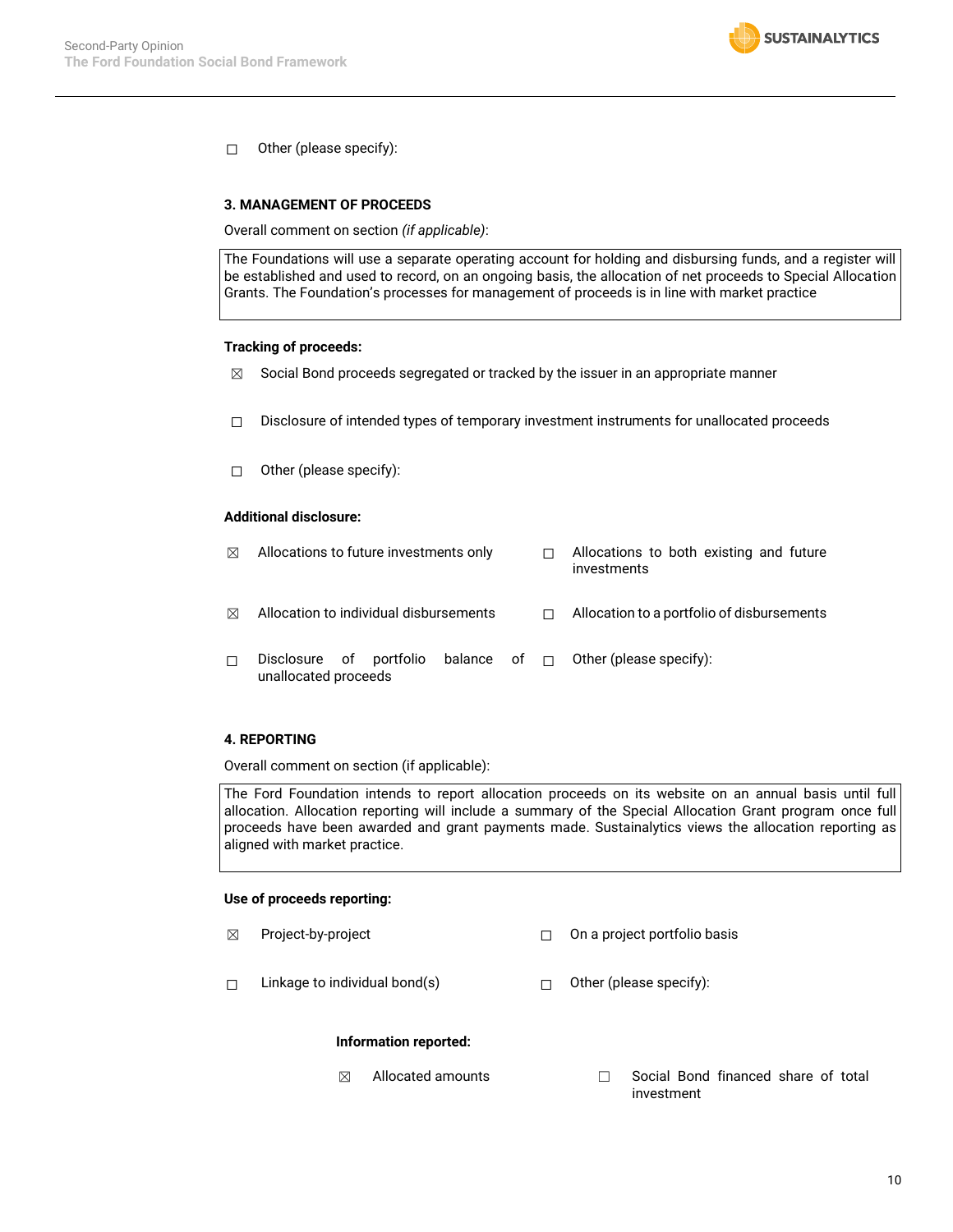☐ Other (please specify):

### 3. MANAGEMENT OF PROCEEDS

Overall comment on section *(if applicable)*:

| The Foundations will use a separate operating account for holding and disbursing funds, and a register will be established and used to record, on an ongoing basis, the allocation of net proceeds to Special Allocation Grants. The Foundation's processes for management of proceeds is in line with market practice |
|---|

**Tracking of proceeds:**

☒ Social Bond proceeds segregated or tracked by the issuer in an appropriate manner

☐ Disclosure of intended types of temporary investment instruments for unallocated proceeds

☐ Other (please specify):

**Additional disclosure:**

☒ Allocations to future investments only

☐ Allocations to both existing and future investments

☒ Allocation to individual disbursements

☐ Allocation to a portfolio of disbursements

☐ Disclosure of portfolio balance of unallocated proceeds

☐ Other (please specify):

### 4. REPORTING

Overall comment on section (if applicable):

| The Ford Foundation intends to report allocation proceeds on its website on an annual basis until full allocation. Allocation reporting will include a summary of the Special Allocation Grant program once full proceeds have been awarded and grant payments made. Sustainalytics views the allocation reporting as aligned with market practice. |
|---|

**Use of proceeds reporting:**

☒ Project-by-project

☐ On a project portfolio basis

☐ Linkage to individual bond(s)

☐ Other (please specify):

**Information reported:**

☒ Allocated amounts

☐ Social Bond financed share of total investment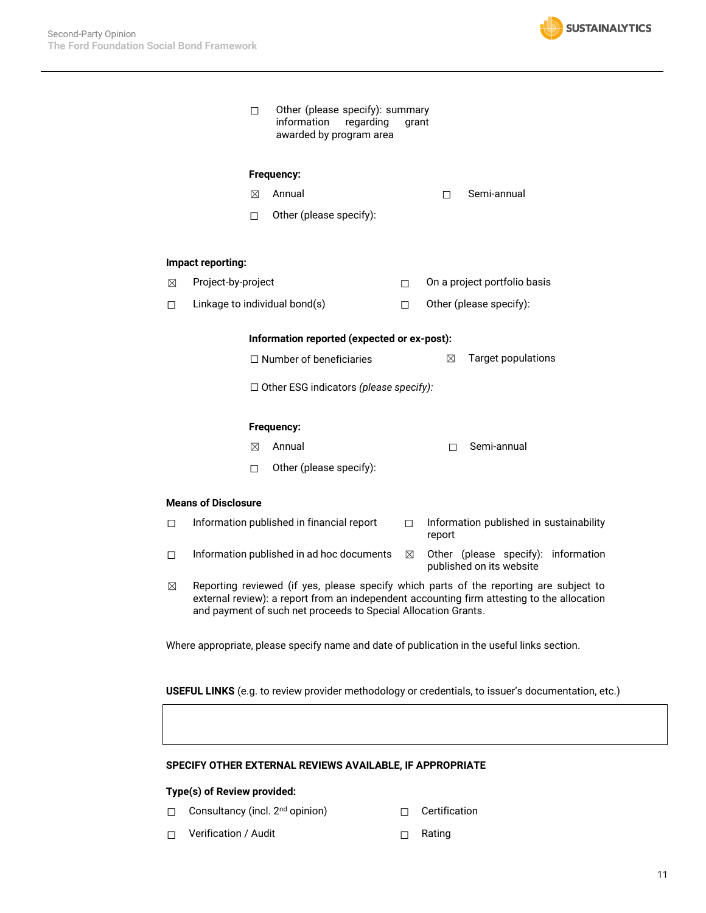☐ Other (please specify): summary information regarding grant awarded by program area

**Frequency:**

☒ Annual ☐ Semi-annual

☐ Other (please specify):

**Impact reporting:**

☒ Project-by-project ☐ On a project portfolio basis

☐ Linkage to individual bond(s) ☐ Other (please specify):

**Information reported (expected or ex-post):**

☐ Number of beneficiaries ☒ Target populations

☐ Other ESG indicators *(please specify):*

**Frequency:**

☒ Annual ☐ Semi-annual

☐ Other (please specify):

**Means of Disclosure**

☐ Information published in financial report ☐ Information published in sustainability report

☐ Information published in ad hoc documents ☒ Other (please specify): information published on its website

☒ Reporting reviewed (if yes, please specify which parts of the reporting are subject to external review): a report from an independent accounting firm attesting to the allocation and payment of such net proceeds to Special Allocation Grants.

Where appropriate, please specify name and date of publication in the useful links section.

**USEFUL LINKS** (e.g. to review provider methodology or credentials, to issuer's documentation, etc.)

| |
|---|
| |

**SPECIFY OTHER EXTERNAL REVIEWS AVAILABLE, IF APPROPRIATE**

**Type(s) of Review provided:**

☐ Consultancy (incl. 2nd opinion) ☐ Certification

☐ Verification / Audit ☐ Rating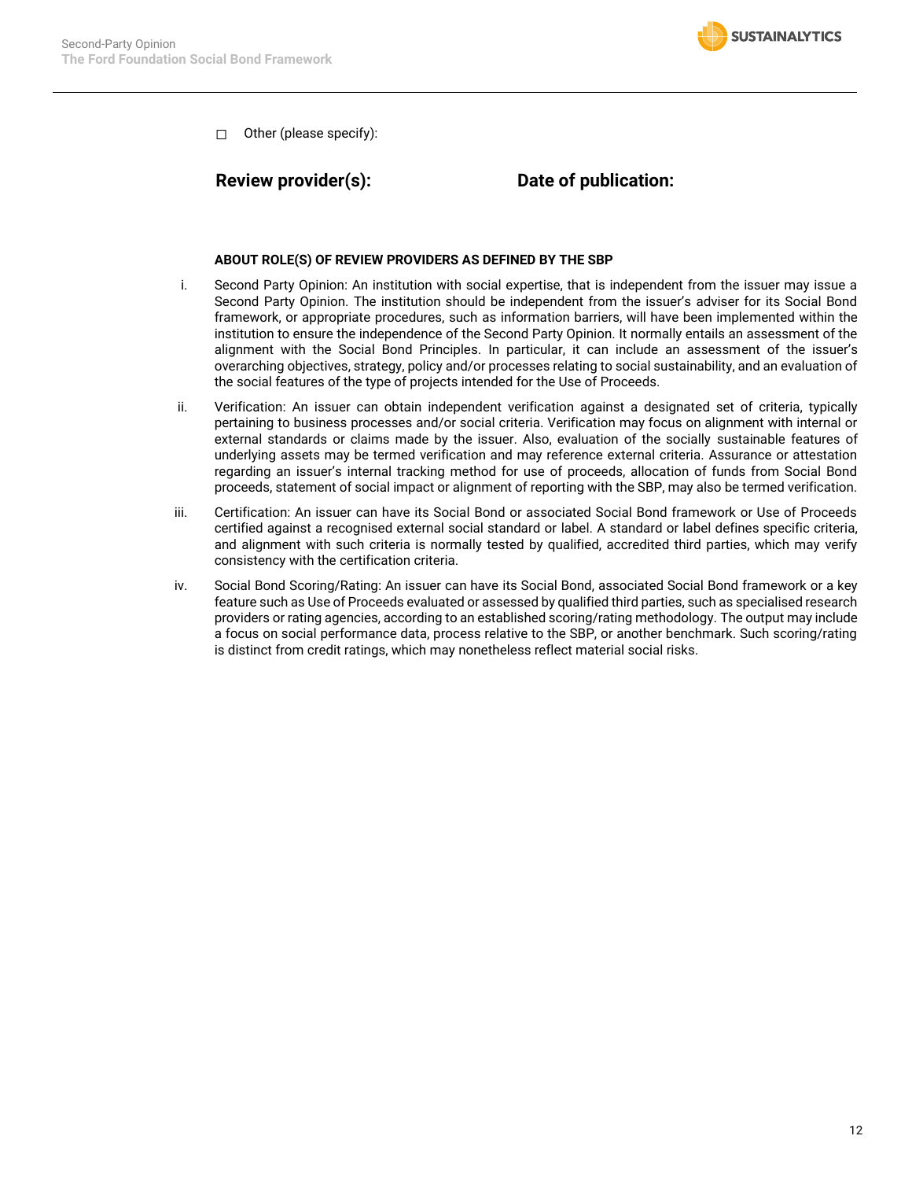☐ Other (please specify):

**Review provider(s):** **Date of publication:**

**ABOUT ROLE(S) OF REVIEW PROVIDERS AS DEFINED BY THE SBP**

i. Second Party Opinion: An institution with social expertise, that is independent from the issuer may issue a Second Party Opinion. The institution should be independent from the issuer's adviser for its Social Bond framework, or appropriate procedures, such as information barriers, will have been implemented within the institution to ensure the independence of the Second Party Opinion. It normally entails an assessment of the alignment with the Social Bond Principles. In particular, it can include an assessment of the issuer's overarching objectives, strategy, policy and/or processes relating to social sustainability, and an evaluation of the social features of the type of projects intended for the Use of Proceeds.

ii. Verification: An issuer can obtain independent verification against a designated set of criteria, typically pertaining to business processes and/or social criteria. Verification may focus on alignment with internal or external standards or claims made by the issuer. Also, evaluation of the socially sustainable features of underlying assets may be termed verification and may reference external criteria. Assurance or attestation regarding an issuer's internal tracking method for use of proceeds, allocation of funds from Social Bond proceeds, statement of social impact or alignment of reporting with the SBP, may also be termed verification.

iii. Certification: An issuer can have its Social Bond or associated Social Bond framework or Use of Proceeds certified against a recognised external social standard or label. A standard or label defines specific criteria, and alignment with such criteria is normally tested by qualified, accredited third parties, which may verify consistency with the certification criteria.

iv. Social Bond Scoring/Rating: An issuer can have its Social Bond, associated Social Bond framework or a key feature such as Use of Proceeds evaluated or assessed by qualified third parties, such as specialised research providers or rating agencies, according to an established scoring/rating methodology. The output may include a focus on social performance data, process relative to the SBP, or another benchmark. Such scoring/rating is distinct from credit ratings, which may nonetheless reflect material social risks.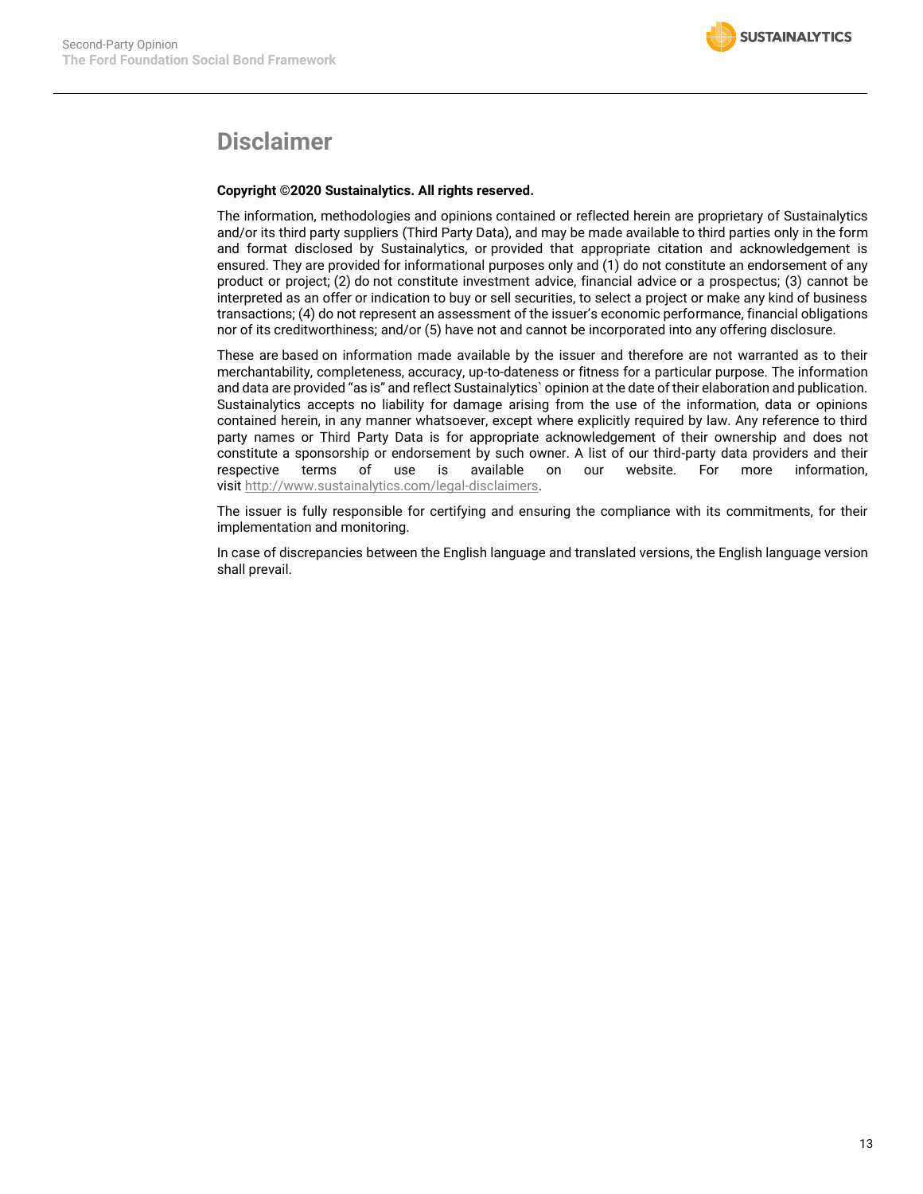# Disclaimer

**Copyright ©2020 Sustainalytics. All rights reserved.**

The information, methodologies and opinions contained or reflected herein are proprietary of Sustainalytics and/or its third party suppliers (Third Party Data), and may be made available to third parties only in the form and format disclosed by Sustainalytics, or provided that appropriate citation and acknowledgement is ensured. They are provided for informational purposes only and (1) do not constitute an endorsement of any product or project; (2) do not constitute investment advice, financial advice or a prospectus; (3) cannot be interpreted as an offer or indication to buy or sell securities, to select a project or make any kind of business transactions; (4) do not represent an assessment of the issuer's economic performance, financial obligations nor of its creditworthiness; and/or (5) have not and cannot be incorporated into any offering disclosure.

These are based on information made available by the issuer and therefore are not warranted as to their merchantability, completeness, accuracy, up-to-dateness or fitness for a particular purpose. The information and data are provided "as is" and reflect Sustainalytics` opinion at the date of their elaboration and publication. Sustainalytics accepts no liability for damage arising from the use of the information, data or opinions contained herein, in any manner whatsoever, except where explicitly required by law. Any reference to third party names or Third Party Data is for appropriate acknowledgement of their ownership and does not constitute a sponsorship or endorsement by such owner. A list of our third-party data providers and their respective terms of use is available on our website. For more information, visit http://www.sustainalytics.com/legal-disclaimers.

The issuer is fully responsible for certifying and ensuring the compliance with its commitments, for their implementation and monitoring.

In case of discrepancies between the English language and translated versions, the English language version shall prevail.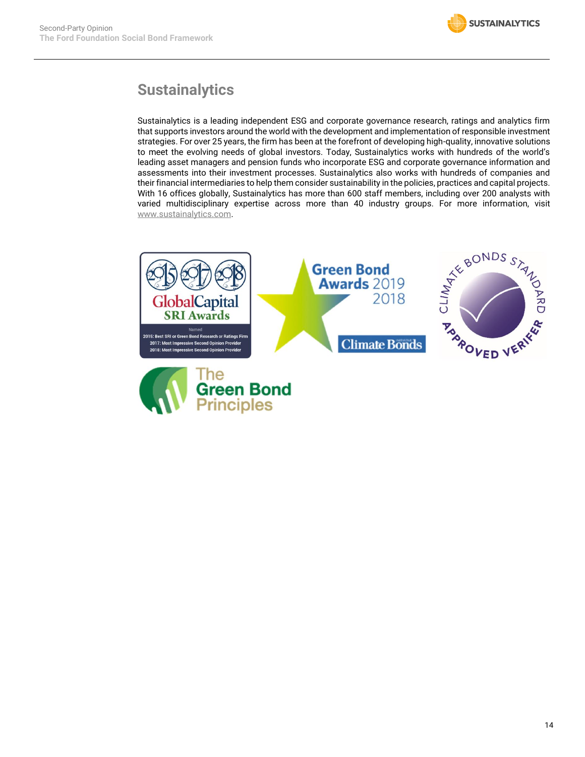# Sustainalytics

Sustainalytics is a leading independent ESG and corporate governance research, ratings and analytics firm that supports investors around the world with the development and implementation of responsible investment strategies. For over 25 years, the firm has been at the forefront of developing high-quality, innovative solutions to meet the evolving needs of global investors. Today, Sustainalytics works with hundreds of the world's leading asset managers and pension funds who incorporate ESG and corporate governance information and assessments into their investment processes. Sustainalytics also works with hundreds of companies and their financial intermediaries to help them consider sustainability in the policies, practices and capital projects. With 16 offices globally, Sustainalytics has more than 600 staff members, including over 200 analysts with varied multidisciplinary expertise across more than 40 industry groups. For more information, visit www.sustainalytics.com.